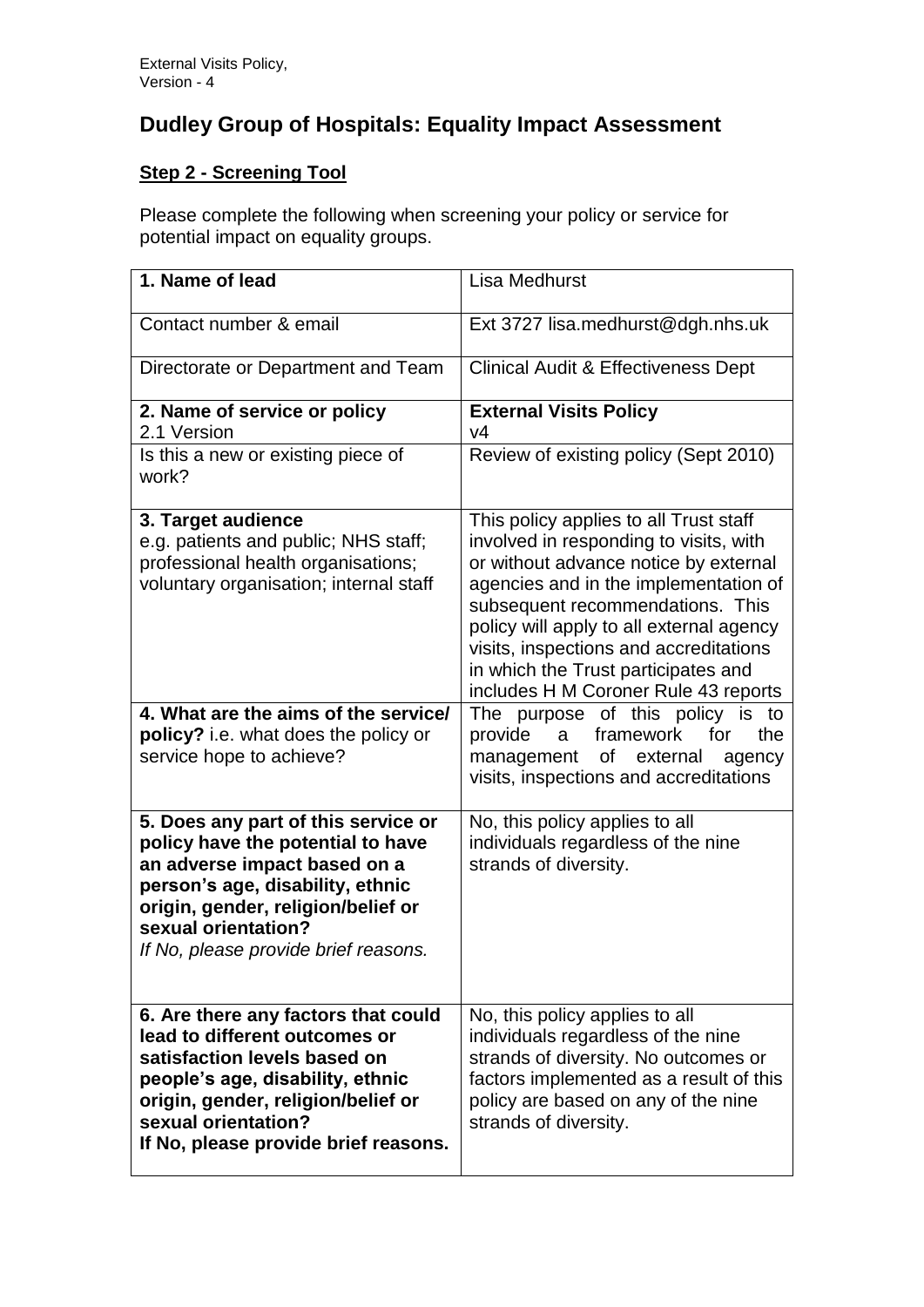# Dudley Group of Hospitals: Equality Impact Assessment

## Step 2 - Screening Tool

Please complete the following when screening your policy or service for potential impact on equality groups.

| | |
|---|---|
| **1. Name of lead** | Lisa Medhurst |
| Contact number & email | Ext 3727 lisa.medhurst@dgh.nhs.uk |
| Directorate or Department and Team | Clinical Audit & Effectiveness Dept |
| **2. Name of service or policy**<br>2.1 Version | **External Visits Policy**<br>v4 |
| Is this a new or existing piece of work? | Review of existing policy (Sept 2010) |
| **3. Target audience**<br>e.g. patients and public; NHS staff; professional health organisations; voluntary organisation; internal staff | This policy applies to all Trust staff involved in responding to visits, with or without advance notice by external agencies and in the implementation of subsequent recommendations. This policy will apply to all external agency visits, inspections and accreditations in which the Trust participates and includes H M Coroner Rule 43 reports |
| **4. What are the aims of the service/ policy?** i.e. what does the policy or service hope to achieve? | The purpose of this policy is to provide a framework for the management of external agency visits, inspections and accreditations |
| **5. Does any part of this service or policy have the potential to have an adverse impact based on a person's age, disability, ethnic origin, gender, religion/belief or sexual orientation?**<br>*If No, please provide brief reasons.* | No, this policy applies to all individuals regardless of the nine strands of diversity. |
| **6. Are there any factors that could lead to different outcomes or satisfaction levels based on people's age, disability, ethnic origin, gender, religion/belief or sexual orientation?**<br>**If No, please provide brief reasons.** | No, this policy applies to all individuals regardless of the nine strands of diversity. No outcomes or factors implemented as a result of this policy are based on any of the nine strands of diversity. |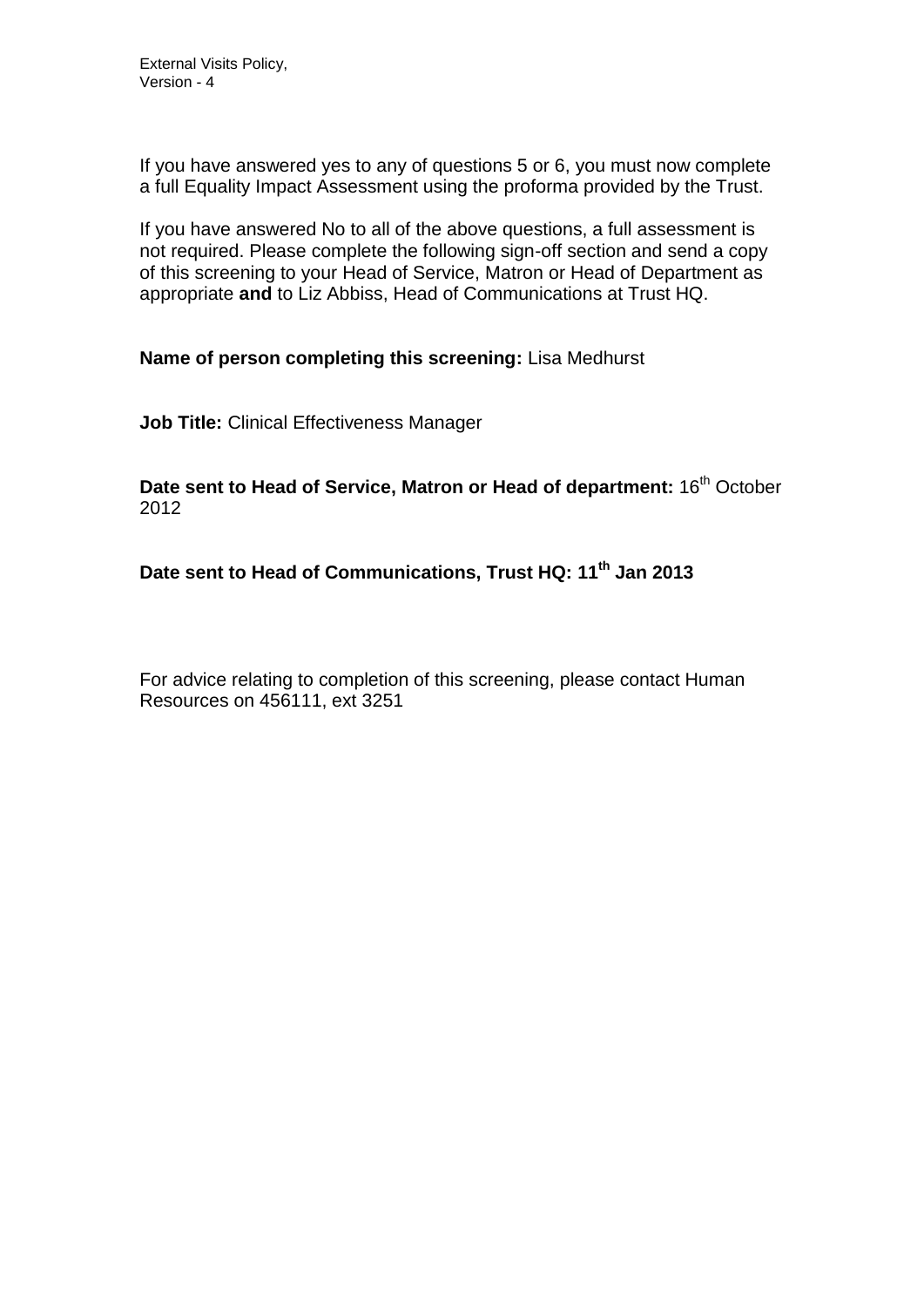If you have answered yes to any of questions 5 or 6, you must now complete a full Equality Impact Assessment using the proforma provided by the Trust.

If you have answered No to all of the above questions, a full assessment is not required. Please complete the following sign-off section and send a copy of this screening to your Head of Service, Matron or Head of Department as appropriate **and** to Liz Abbiss, Head of Communications at Trust HQ.

**Name of person completing this screening:** Lisa Medhurst

**Job Title:** Clinical Effectiveness Manager

**Date sent to Head of Service, Matron or Head of department:** 16th October 2012

**Date sent to Head of Communications, Trust HQ: 11th Jan 2013**

For advice relating to completion of this screening, please contact Human Resources on 456111, ext 3251